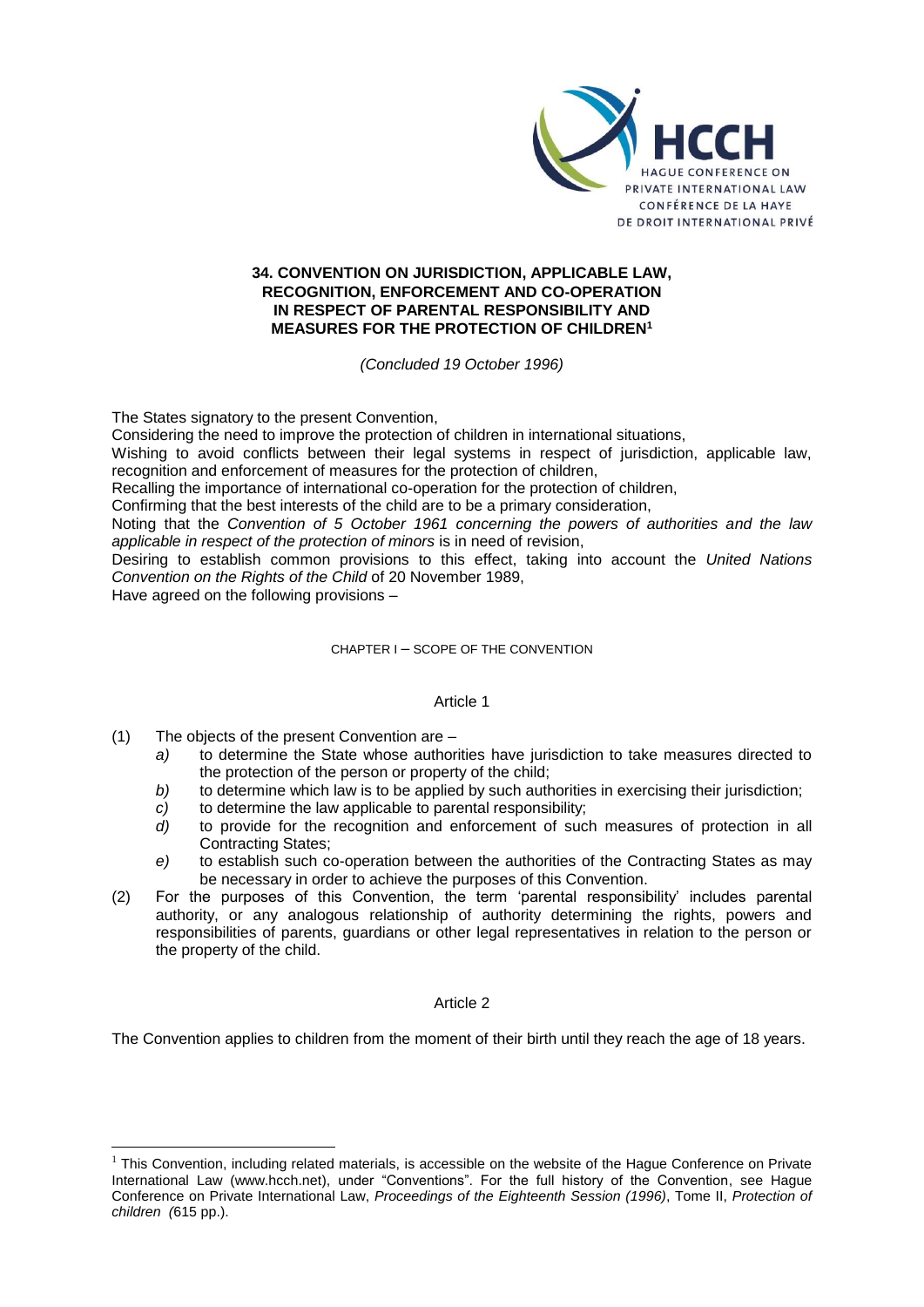# 34. CONVENTION ON JURISDICTION, APPLICABLE LAW, RECOGNITION, ENFORCEMENT AND CO-OPERATION IN RESPECT OF PARENTAL RESPONSIBILITY AND MEASURES FOR THE PROTECTION OF CHILDREN[1]

*(Concluded 19 October 1996)*

The States signatory to the present Convention,

Considering the need to improve the protection of children in international situations,

Wishing to avoid conflicts between their legal systems in respect of jurisdiction, applicable law, recognition and enforcement of measures for the protection of children,

Recalling the importance of international co-operation for the protection of children,

Confirming that the best interests of the child are to be a primary consideration,

Noting that the *Convention of 5 October 1961 concerning the powers of authorities and the law applicable in respect of the protection of minors* is in need of revision,

Desiring to establish common provisions to this effect, taking into account the *United Nations Convention on the Rights of the Child* of 20 November 1989,

Have agreed on the following provisions –

## CHAPTER I – SCOPE OF THE CONVENTION

### Article 1

(1) The objects of the present Convention are –

*a)* to determine the State whose authorities have jurisdiction to take measures directed to the protection of the person or property of the child;

*b)* to determine which law is to be applied by such authorities in exercising their jurisdiction;

*c)* to determine the law applicable to parental responsibility;

*d)* to provide for the recognition and enforcement of such measures of protection in all Contracting States;

*e)* to establish such co-operation between the authorities of the Contracting States as may be necessary in order to achieve the purposes of this Convention.

(2) For the purposes of this Convention, the term 'parental responsibility' includes parental authority, or any analogous relationship of authority determining the rights, powers and responsibilities of parents, guardians or other legal representatives in relation to the person or the property of the child.

### Article 2

The Convention applies to children from the moment of their birth until they reach the age of 18 years.

---

[1] This Convention, including related materials, is accessible on the website of the Hague Conference on Private International Law (www.hcch.net), under "Conventions". For the full history of the Convention, see Hague Conference on Private International Law, *Proceedings of the Eighteenth Session (1996)*, Tome II, *Protection of children (*615 pp.).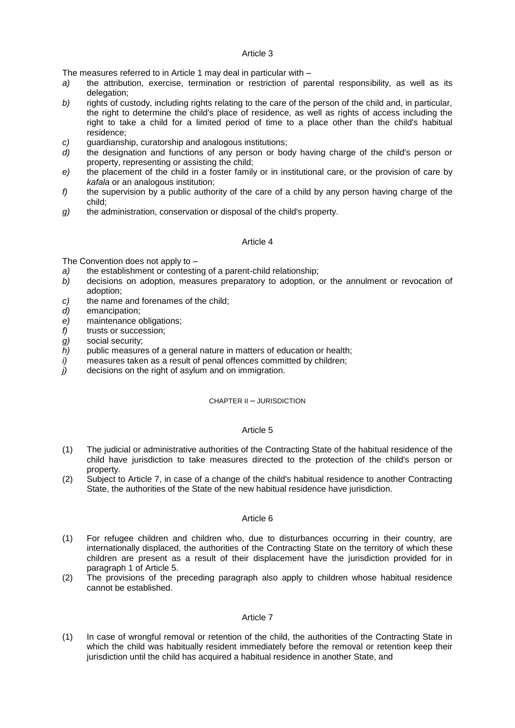Article 3

The measures referred to in Article 1 may deal in particular with –

*a)* the attribution, exercise, termination or restriction of parental responsibility, as well as its delegation;

*b)* rights of custody, including rights relating to the care of the person of the child and, in particular, the right to determine the child's place of residence, as well as rights of access including the right to take a child for a limited period of time to a place other than the child's habitual residence;

*c)* guardianship, curatorship and analogous institutions;

*d)* the designation and functions of any person or body having charge of the child's person or property, representing or assisting the child;

*e)* the placement of the child in a foster family or in institutional care, or the provision of care by *kafala* or an analogous institution;

*f)* the supervision by a public authority of the care of a child by any person having charge of the child;

*g)* the administration, conservation or disposal of the child's property.

Article 4

The Convention does not apply to –

*a)* the establishment or contesting of a parent-child relationship;

*b)* decisions on adoption, measures preparatory to adoption, or the annulment or revocation of adoption;

*c)* the name and forenames of the child;

*d)* emancipation;

*e)* maintenance obligations;

*f)* trusts or succession;

*g)* social security;

*h)* public measures of a general nature in matters of education or health;

*i)* measures taken as a result of penal offences committed by children;

*j)* decisions on the right of asylum and on immigration.

## CHAPTER II – JURISDICTION

Article 5

(1) The judicial or administrative authorities of the Contracting State of the habitual residence of the child have jurisdiction to take measures directed to the protection of the child's person or property.

(2) Subject to Article 7, in case of a change of the child's habitual residence to another Contracting State, the authorities of the State of the new habitual residence have jurisdiction.

Article 6

(1) For refugee children and children who, due to disturbances occurring in their country, are internationally displaced, the authorities of the Contracting State on the territory of which these children are present as a result of their displacement have the jurisdiction provided for in paragraph 1 of Article 5.

(2) The provisions of the preceding paragraph also apply to children whose habitual residence cannot be established.

Article 7

(1) In case of wrongful removal or retention of the child, the authorities of the Contracting State in which the child was habitually resident immediately before the removal or retention keep their jurisdiction until the child has acquired a habitual residence in another State, and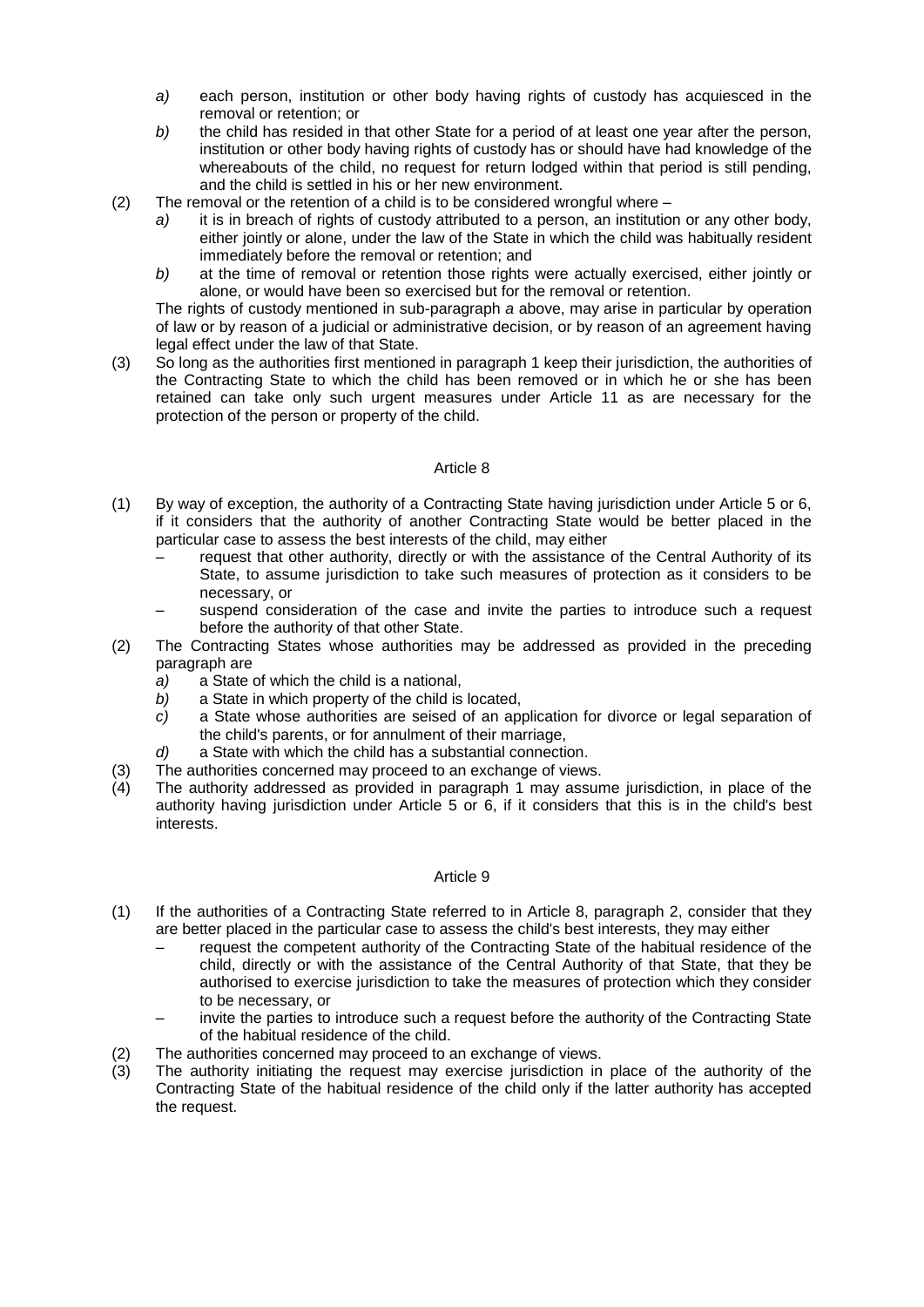*a)* each person, institution or other body having rights of custody has acquiesced in the removal or retention; or

*b)* the child has resided in that other State for a period of at least one year after the person, institution or other body having rights of custody has or should have had knowledge of the whereabouts of the child, no request for return lodged within that period is still pending, and the child is settled in his or her new environment.

(2) The removal or the retention of a child is to be considered wrongful where –

*a)* it is in breach of rights of custody attributed to a person, an institution or any other body, either jointly or alone, under the law of the State in which the child was habitually resident immediately before the removal or retention; and

*b)* at the time of removal or retention those rights were actually exercised, either jointly or alone, or would have been so exercised but for the removal or retention.

The rights of custody mentioned in sub-paragraph *a* above, may arise in particular by operation of law or by reason of a judicial or administrative decision, or by reason of an agreement having legal effect under the law of that State.

(3) So long as the authorities first mentioned in paragraph 1 keep their jurisdiction, the authorities of the Contracting State to which the child has been removed or in which he or she has been retained can take only such urgent measures under Article 11 as are necessary for the protection of the person or property of the child.

### Article 8

(1) By way of exception, the authority of a Contracting State having jurisdiction under Article 5 or 6, if it considers that the authority of another Contracting State would be better placed in the particular case to assess the best interests of the child, may either

– request that other authority, directly or with the assistance of the Central Authority of its State, to assume jurisdiction to take such measures of protection as it considers to be necessary, or

– suspend consideration of the case and invite the parties to introduce such a request before the authority of that other State.

(2) The Contracting States whose authorities may be addressed as provided in the preceding paragraph are

*a)* a State of which the child is a national,

*b)* a State in which property of the child is located,

*c)* a State whose authorities are seised of an application for divorce or legal separation of the child's parents, or for annulment of their marriage,

*d)* a State with which the child has a substantial connection.

(3) The authorities concerned may proceed to an exchange of views.

(4) The authority addressed as provided in paragraph 1 may assume jurisdiction, in place of the authority having jurisdiction under Article 5 or 6, if it considers that this is in the child's best interests.

### Article 9

(1) If the authorities of a Contracting State referred to in Article 8, paragraph 2, consider that they are better placed in the particular case to assess the child's best interests, they may either

– request the competent authority of the Contracting State of the habitual residence of the child, directly or with the assistance of the Central Authority of that State, that they be authorised to exercise jurisdiction to take the measures of protection which they consider to be necessary, or

– invite the parties to introduce such a request before the authority of the Contracting State of the habitual residence of the child.

(2) The authorities concerned may proceed to an exchange of views.

(3) The authority initiating the request may exercise jurisdiction in place of the authority of the Contracting State of the habitual residence of the child only if the latter authority has accepted the request.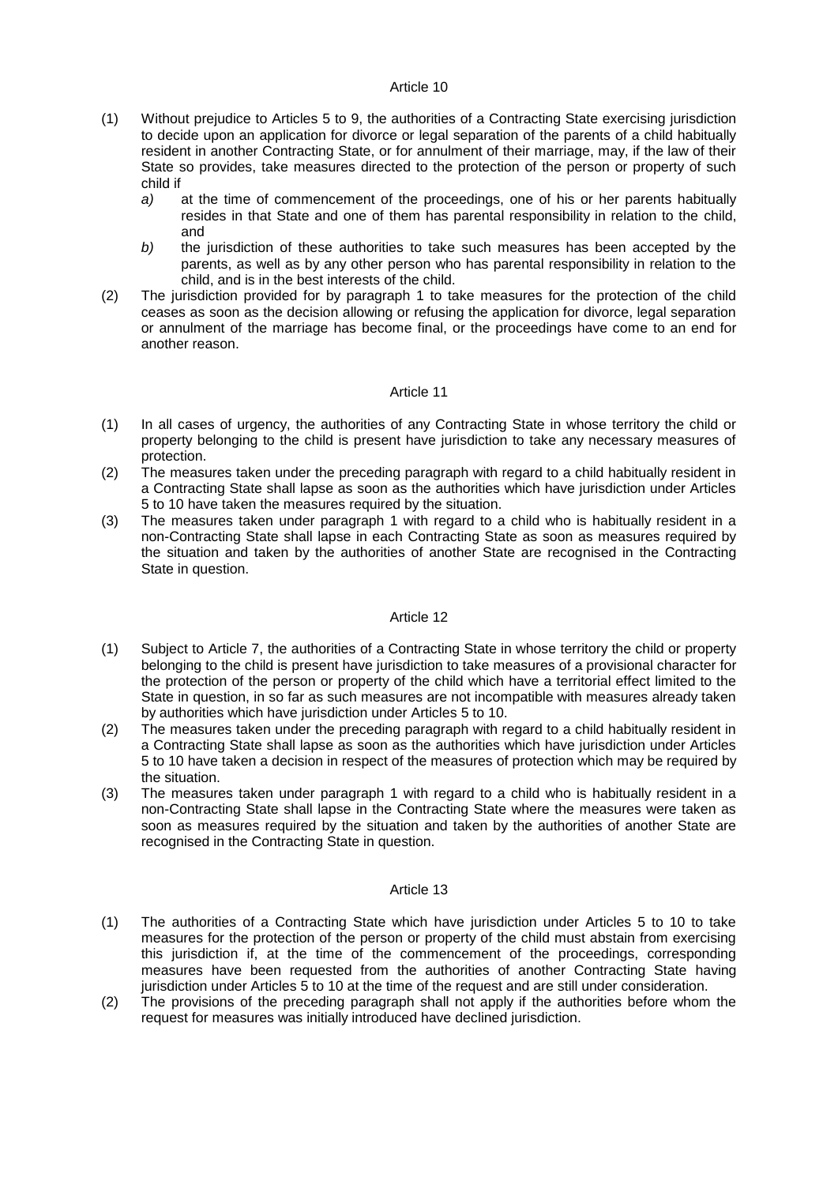### Article 10

(1) Without prejudice to Articles 5 to 9, the authorities of a Contracting State exercising jurisdiction to decide upon an application for divorce or legal separation of the parents of a child habitually resident in another Contracting State, or for annulment of their marriage, may, if the law of their State so provides, take measures directed to the protection of the person or property of such child if

*a)* at the time of commencement of the proceedings, one of his or her parents habitually resides in that State and one of them has parental responsibility in relation to the child, and

*b)* the jurisdiction of these authorities to take such measures has been accepted by the parents, as well as by any other person who has parental responsibility in relation to the child, and is in the best interests of the child.

(2) The jurisdiction provided for by paragraph 1 to take measures for the protection of the child ceases as soon as the decision allowing or refusing the application for divorce, legal separation or annulment of the marriage has become final, or the proceedings have come to an end for another reason.

### Article 11

(1) In all cases of urgency, the authorities of any Contracting State in whose territory the child or property belonging to the child is present have jurisdiction to take any necessary measures of protection.

(2) The measures taken under the preceding paragraph with regard to a child habitually resident in a Contracting State shall lapse as soon as the authorities which have jurisdiction under Articles 5 to 10 have taken the measures required by the situation.

(3) The measures taken under paragraph 1 with regard to a child who is habitually resident in a non-Contracting State shall lapse in each Contracting State as soon as measures required by the situation and taken by the authorities of another State are recognised in the Contracting State in question.

### Article 12

(1) Subject to Article 7, the authorities of a Contracting State in whose territory the child or property belonging to the child is present have jurisdiction to take measures of a provisional character for the protection of the person or property of the child which have a territorial effect limited to the State in question, in so far as such measures are not incompatible with measures already taken by authorities which have jurisdiction under Articles 5 to 10.

(2) The measures taken under the preceding paragraph with regard to a child habitually resident in a Contracting State shall lapse as soon as the authorities which have jurisdiction under Articles 5 to 10 have taken a decision in respect of the measures of protection which may be required by the situation.

(3) The measures taken under paragraph 1 with regard to a child who is habitually resident in a non-Contracting State shall lapse in the Contracting State where the measures were taken as soon as measures required by the situation and taken by the authorities of another State are recognised in the Contracting State in question.

### Article 13

(1) The authorities of a Contracting State which have jurisdiction under Articles 5 to 10 to take measures for the protection of the person or property of the child must abstain from exercising this jurisdiction if, at the time of the commencement of the proceedings, corresponding measures have been requested from the authorities of another Contracting State having jurisdiction under Articles 5 to 10 at the time of the request and are still under consideration.

(2) The provisions of the preceding paragraph shall not apply if the authorities before whom the request for measures was initially introduced have declined jurisdiction.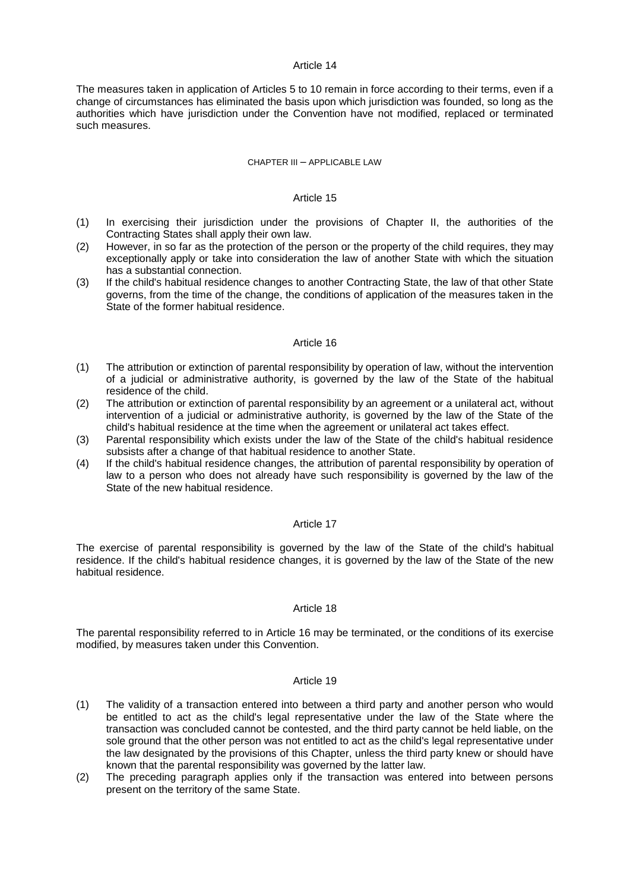### Article 14

The measures taken in application of Articles 5 to 10 remain in force according to their terms, even if a change of circumstances has eliminated the basis upon which jurisdiction was founded, so long as the authorities which have jurisdiction under the Convention have not modified, replaced or terminated such measures.

## CHAPTER III – APPLICABLE LAW

### Article 15

(1) In exercising their jurisdiction under the provisions of Chapter II, the authorities of the Contracting States shall apply their own law.

(2) However, in so far as the protection of the person or the property of the child requires, they may exceptionally apply or take into consideration the law of another State with which the situation has a substantial connection.

(3) If the child's habitual residence changes to another Contracting State, the law of that other State governs, from the time of the change, the conditions of application of the measures taken in the State of the former habitual residence.

### Article 16

(1) The attribution or extinction of parental responsibility by operation of law, without the intervention of a judicial or administrative authority, is governed by the law of the State of the habitual residence of the child.

(2) The attribution or extinction of parental responsibility by an agreement or a unilateral act, without intervention of a judicial or administrative authority, is governed by the law of the State of the child's habitual residence at the time when the agreement or unilateral act takes effect.

(3) Parental responsibility which exists under the law of the State of the child's habitual residence subsists after a change of that habitual residence to another State.

(4) If the child's habitual residence changes, the attribution of parental responsibility by operation of law to a person who does not already have such responsibility is governed by the law of the State of the new habitual residence.

### Article 17

The exercise of parental responsibility is governed by the law of the State of the child's habitual residence. If the child's habitual residence changes, it is governed by the law of the State of the new habitual residence.

### Article 18

The parental responsibility referred to in Article 16 may be terminated, or the conditions of its exercise modified, by measures taken under this Convention.

### Article 19

(1) The validity of a transaction entered into between a third party and another person who would be entitled to act as the child's legal representative under the law of the State where the transaction was concluded cannot be contested, and the third party cannot be held liable, on the sole ground that the other person was not entitled to act as the child's legal representative under the law designated by the provisions of this Chapter, unless the third party knew or should have known that the parental responsibility was governed by the latter law.

(2) The preceding paragraph applies only if the transaction was entered into between persons present on the territory of the same State.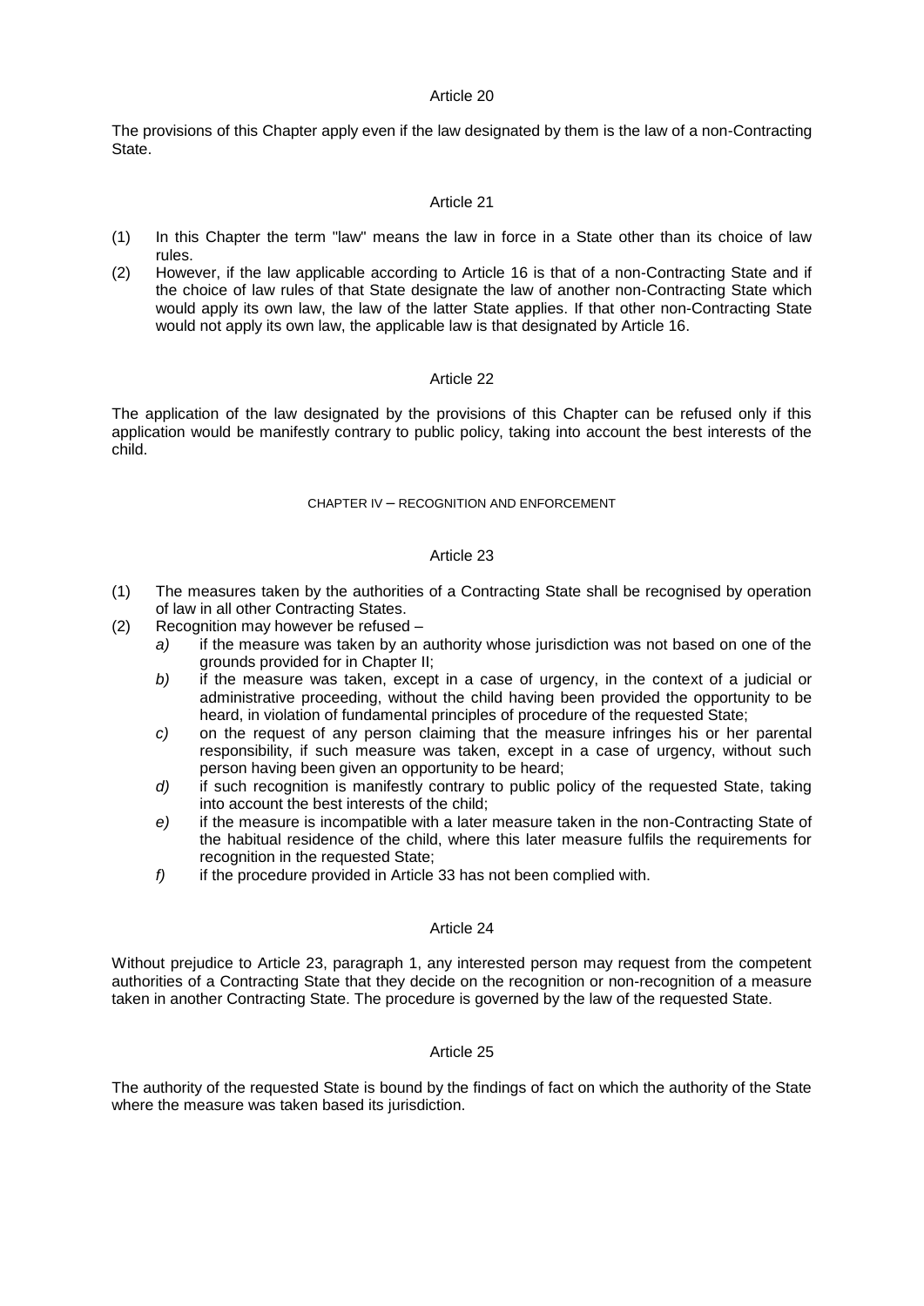### Article 20

The provisions of this Chapter apply even if the law designated by them is the law of a non-Contracting State.

### Article 21

(1) In this Chapter the term "law" means the law in force in a State other than its choice of law rules.

(2) However, if the law applicable according to Article 16 is that of a non-Contracting State and if the choice of law rules of that State designate the law of another non-Contracting State which would apply its own law, the law of the latter State applies. If that other non-Contracting State would not apply its own law, the applicable law is that designated by Article 16.

### Article 22

The application of the law designated by the provisions of this Chapter can be refused only if this application would be manifestly contrary to public policy, taking into account the best interests of the child.

## CHAPTER IV – RECOGNITION AND ENFORCEMENT

### Article 23

(1) The measures taken by the authorities of a Contracting State shall be recognised by operation of law in all other Contracting States.

(2) Recognition may however be refused –

*a)* if the measure was taken by an authority whose jurisdiction was not based on one of the grounds provided for in Chapter II;

*b)* if the measure was taken, except in a case of urgency, in the context of a judicial or administrative proceeding, without the child having been provided the opportunity to be heard, in violation of fundamental principles of procedure of the requested State;

*c)* on the request of any person claiming that the measure infringes his or her parental responsibility, if such measure was taken, except in a case of urgency, without such person having been given an opportunity to be heard;

*d)* if such recognition is manifestly contrary to public policy of the requested State, taking into account the best interests of the child;

*e)* if the measure is incompatible with a later measure taken in the non-Contracting State of the habitual residence of the child, where this later measure fulfils the requirements for recognition in the requested State;

*f)* if the procedure provided in Article 33 has not been complied with.

### Article 24

Without prejudice to Article 23, paragraph 1, any interested person may request from the competent authorities of a Contracting State that they decide on the recognition or non-recognition of a measure taken in another Contracting State. The procedure is governed by the law of the requested State.

### Article 25

The authority of the requested State is bound by the findings of fact on which the authority of the State where the measure was taken based its jurisdiction.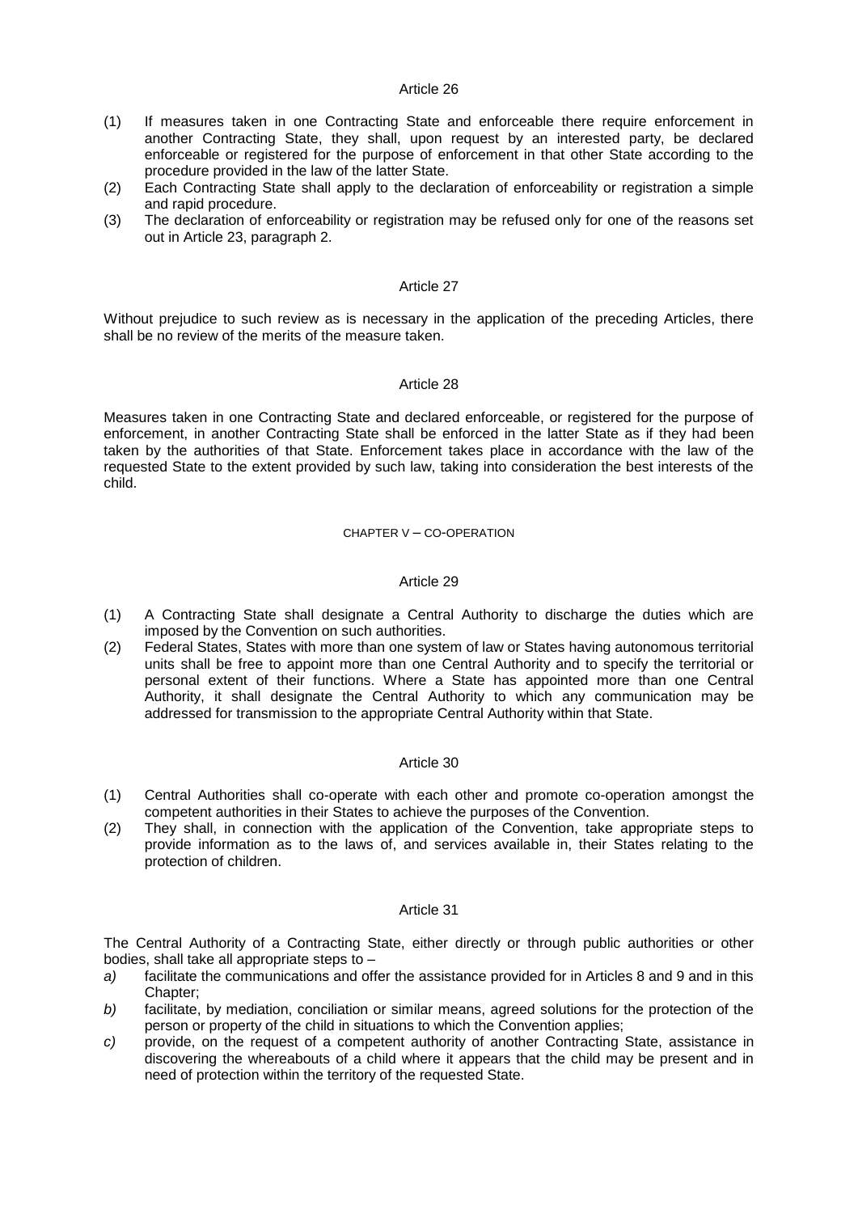### Article 26

(1) If measures taken in one Contracting State and enforceable there require enforcement in another Contracting State, they shall, upon request by an interested party, be declared enforceable or registered for the purpose of enforcement in that other State according to the procedure provided in the law of the latter State.

(2) Each Contracting State shall apply to the declaration of enforceability or registration a simple and rapid procedure.

(3) The declaration of enforceability or registration may be refused only for one of the reasons set out in Article 23, paragraph 2.

### Article 27

Without prejudice to such review as is necessary in the application of the preceding Articles, there shall be no review of the merits of the measure taken.

### Article 28

Measures taken in one Contracting State and declared enforceable, or registered for the purpose of enforcement, in another Contracting State shall be enforced in the latter State as if they had been taken by the authorities of that State. Enforcement takes place in accordance with the law of the requested State to the extent provided by such law, taking into consideration the best interests of the child.

## CHAPTER V – CO-OPERATION

### Article 29

(1) A Contracting State shall designate a Central Authority to discharge the duties which are imposed by the Convention on such authorities.

(2) Federal States, States with more than one system of law or States having autonomous territorial units shall be free to appoint more than one Central Authority and to specify the territorial or personal extent of their functions. Where a State has appointed more than one Central Authority, it shall designate the Central Authority to which any communication may be addressed for transmission to the appropriate Central Authority within that State.

### Article 30

(1) Central Authorities shall co-operate with each other and promote co-operation amongst the competent authorities in their States to achieve the purposes of the Convention.

(2) They shall, in connection with the application of the Convention, take appropriate steps to provide information as to the laws of, and services available in, their States relating to the protection of children.

### Article 31

The Central Authority of a Contracting State, either directly or through public authorities or other bodies, shall take all appropriate steps to –

*a)* facilitate the communications and offer the assistance provided for in Articles 8 and 9 and in this Chapter;

*b)* facilitate, by mediation, conciliation or similar means, agreed solutions for the protection of the person or property of the child in situations to which the Convention applies;

*c)* provide, on the request of a competent authority of another Contracting State, assistance in discovering the whereabouts of a child where it appears that the child may be present and in need of protection within the territory of the requested State.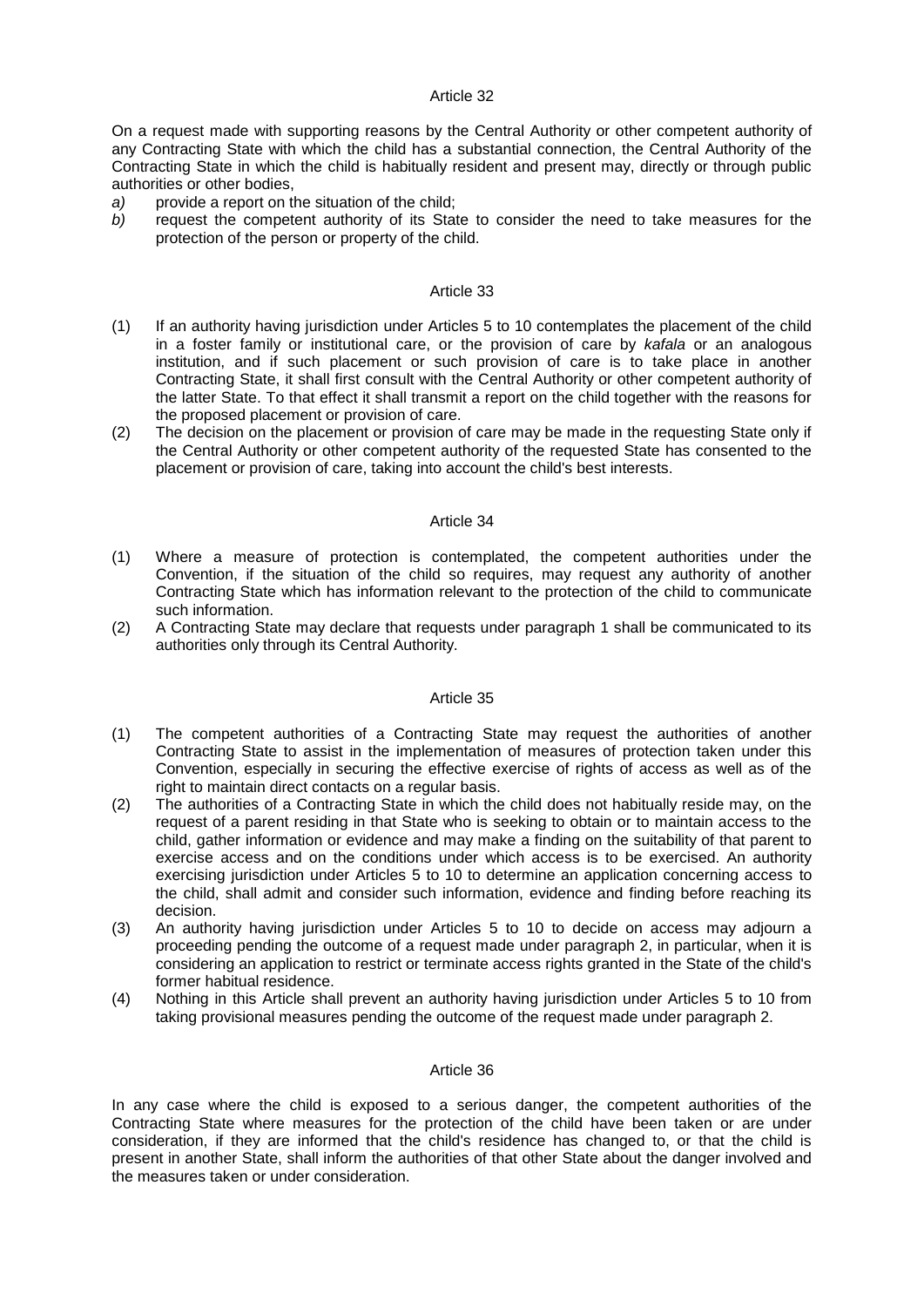### Article 32

On a request made with supporting reasons by the Central Authority or other competent authority of any Contracting State with which the child has a substantial connection, the Central Authority of the Contracting State in which the child is habitually resident and present may, directly or through public authorities or other bodies,

*a)* provide a report on the situation of the child;

*b)* request the competent authority of its State to consider the need to take measures for the protection of the person or property of the child.

### Article 33

(1) If an authority having jurisdiction under Articles 5 to 10 contemplates the placement of the child in a foster family or institutional care, or the provision of care by *kafala* or an analogous institution, and if such placement or such provision of care is to take place in another Contracting State, it shall first consult with the Central Authority or other competent authority of the latter State. To that effect it shall transmit a report on the child together with the reasons for the proposed placement or provision of care.

(2) The decision on the placement or provision of care may be made in the requesting State only if the Central Authority or other competent authority of the requested State has consented to the placement or provision of care, taking into account the child's best interests.

### Article 34

(1) Where a measure of protection is contemplated, the competent authorities under the Convention, if the situation of the child so requires, may request any authority of another Contracting State which has information relevant to the protection of the child to communicate such information.

(2) A Contracting State may declare that requests under paragraph 1 shall be communicated to its authorities only through its Central Authority.

### Article 35

(1) The competent authorities of a Contracting State may request the authorities of another Contracting State to assist in the implementation of measures of protection taken under this Convention, especially in securing the effective exercise of rights of access as well as of the right to maintain direct contacts on a regular basis.

(2) The authorities of a Contracting State in which the child does not habitually reside may, on the request of a parent residing in that State who is seeking to obtain or to maintain access to the child, gather information or evidence and may make a finding on the suitability of that parent to exercise access and on the conditions under which access is to be exercised. An authority exercising jurisdiction under Articles 5 to 10 to determine an application concerning access to the child, shall admit and consider such information, evidence and finding before reaching its decision.

(3) An authority having jurisdiction under Articles 5 to 10 to decide on access may adjourn a proceeding pending the outcome of a request made under paragraph 2, in particular, when it is considering an application to restrict or terminate access rights granted in the State of the child's former habitual residence.

(4) Nothing in this Article shall prevent an authority having jurisdiction under Articles 5 to 10 from taking provisional measures pending the outcome of the request made under paragraph 2.

### Article 36

In any case where the child is exposed to a serious danger, the competent authorities of the Contracting State where measures for the protection of the child have been taken or are under consideration, if they are informed that the child's residence has changed to, or that the child is present in another State, shall inform the authorities of that other State about the danger involved and the measures taken or under consideration.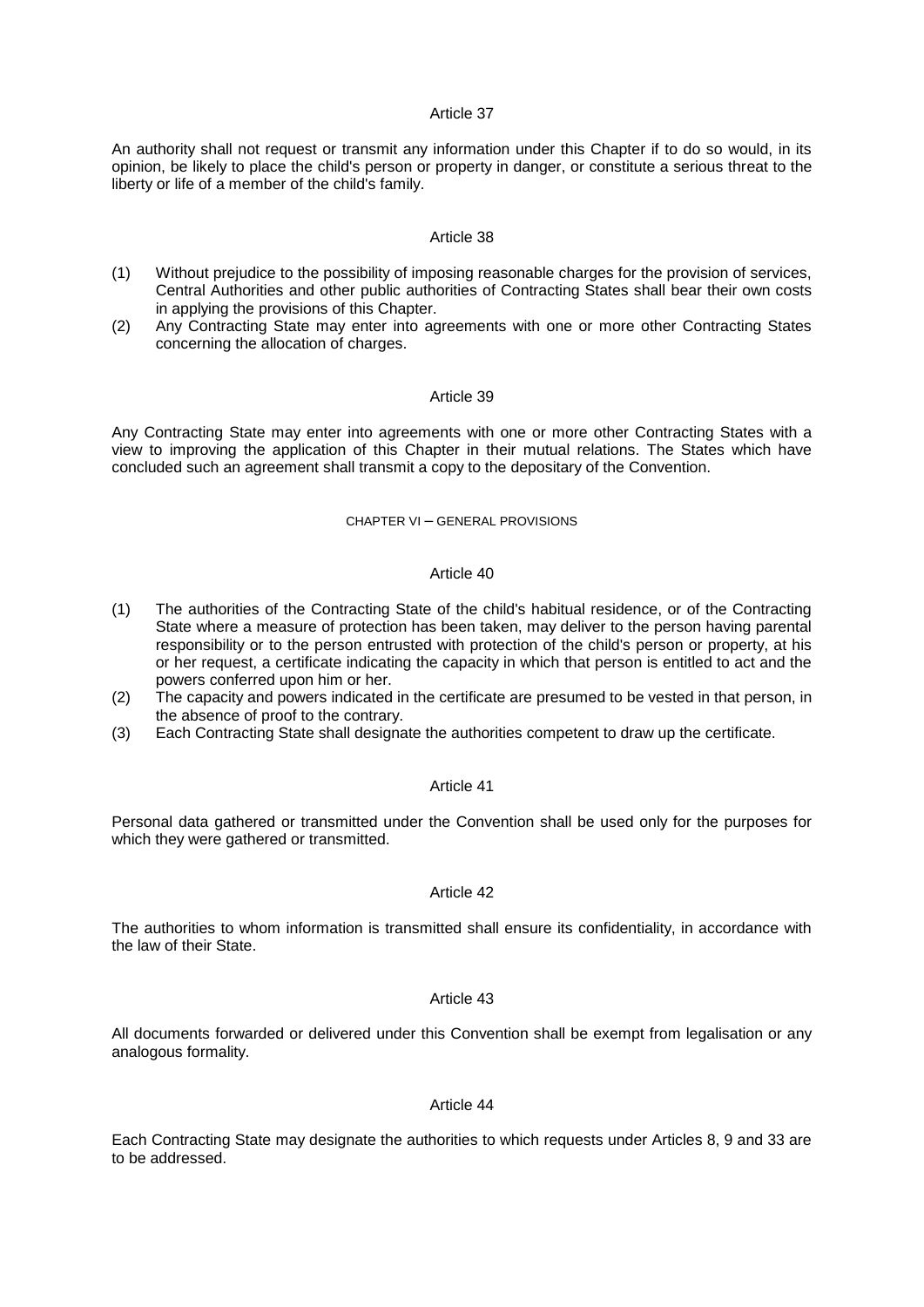### Article 37

An authority shall not request or transmit any information under this Chapter if to do so would, in its opinion, be likely to place the child's person or property in danger, or constitute a serious threat to the liberty or life of a member of the child's family.

### Article 38

(1) Without prejudice to the possibility of imposing reasonable charges for the provision of services, Central Authorities and other public authorities of Contracting States shall bear their own costs in applying the provisions of this Chapter.

(2) Any Contracting State may enter into agreements with one or more other Contracting States concerning the allocation of charges.

### Article 39

Any Contracting State may enter into agreements with one or more other Contracting States with a view to improving the application of this Chapter in their mutual relations. The States which have concluded such an agreement shall transmit a copy to the depositary of the Convention.

## CHAPTER VI – GENERAL PROVISIONS

### Article 40

(1) The authorities of the Contracting State of the child's habitual residence, or of the Contracting State where a measure of protection has been taken, may deliver to the person having parental responsibility or to the person entrusted with protection of the child's person or property, at his or her request, a certificate indicating the capacity in which that person is entitled to act and the powers conferred upon him or her.

(2) The capacity and powers indicated in the certificate are presumed to be vested in that person, in the absence of proof to the contrary.

(3) Each Contracting State shall designate the authorities competent to draw up the certificate.

### Article 41

Personal data gathered or transmitted under the Convention shall be used only for the purposes for which they were gathered or transmitted.

### Article 42

The authorities to whom information is transmitted shall ensure its confidentiality, in accordance with the law of their State.

### Article 43

All documents forwarded or delivered under this Convention shall be exempt from legalisation or any analogous formality.

### Article 44

Each Contracting State may designate the authorities to which requests under Articles 8, 9 and 33 are to be addressed.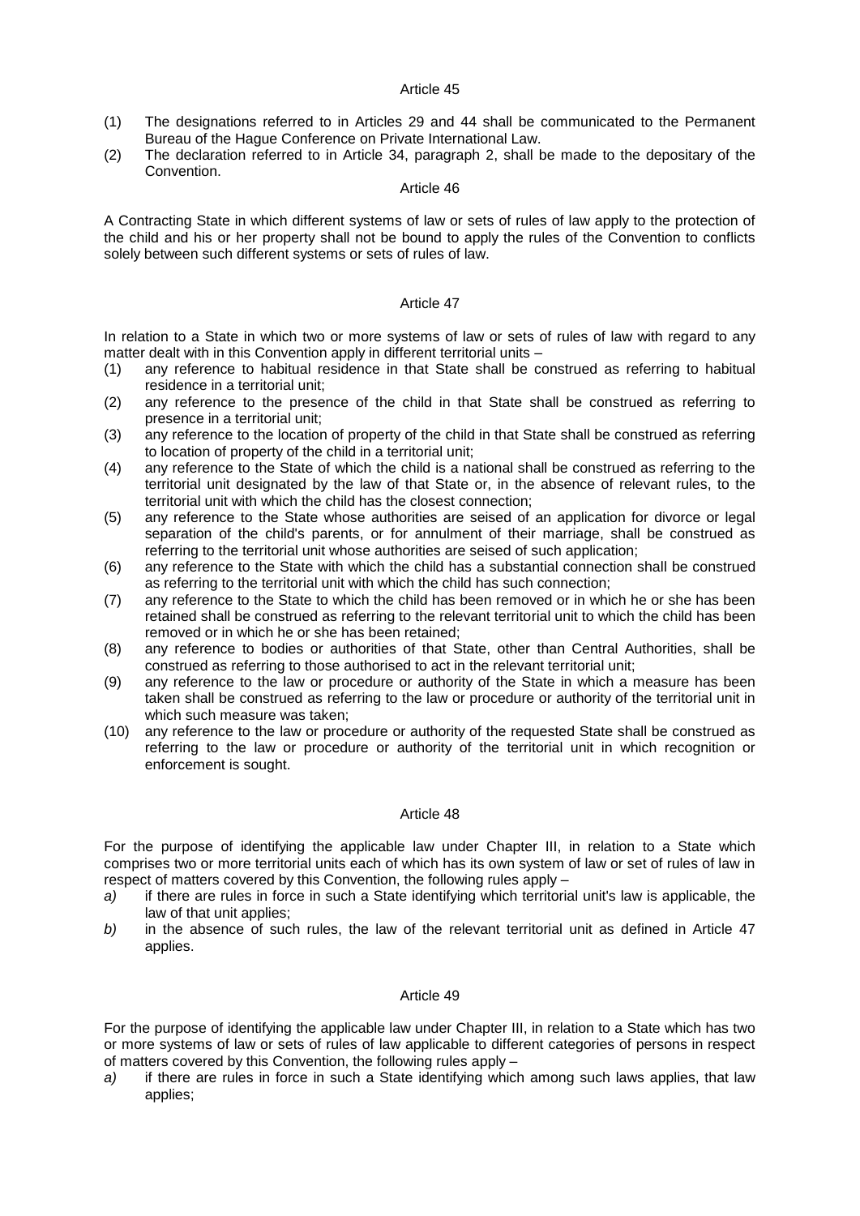Article 45

(1) The designations referred to in Articles 29 and 44 shall be communicated to the Permanent Bureau of the Hague Conference on Private International Law.
(2) The declaration referred to in Article 34, paragraph 2, shall be made to the depositary of the Convention.

Article 46

A Contracting State in which different systems of law or sets of rules of law apply to the protection of the child and his or her property shall not be bound to apply the rules of the Convention to conflicts solely between such different systems or sets of rules of law.

Article 47

In relation to a State in which two or more systems of law or sets of rules of law with regard to any matter dealt with in this Convention apply in different territorial units –

(1) any reference to habitual residence in that State shall be construed as referring to habitual residence in a territorial unit;
(2) any reference to the presence of the child in that State shall be construed as referring to presence in a territorial unit;
(3) any reference to the location of property of the child in that State shall be construed as referring to location of property of the child in a territorial unit;
(4) any reference to the State of which the child is a national shall be construed as referring to the territorial unit designated by the law of that State or, in the absence of relevant rules, to the territorial unit with which the child has the closest connection;
(5) any reference to the State whose authorities are seised of an application for divorce or legal separation of the child's parents, or for annulment of their marriage, shall be construed as referring to the territorial unit whose authorities are seised of such application;
(6) any reference to the State with which the child has a substantial connection shall be construed as referring to the territorial unit with which the child has such connection;
(7) any reference to the State to which the child has been removed or in which he or she has been retained shall be construed as referring to the relevant territorial unit to which the child has been removed or in which he or she has been retained;
(8) any reference to bodies or authorities of that State, other than Central Authorities, shall be construed as referring to those authorised to act in the relevant territorial unit;
(9) any reference to the law or procedure or authority of the State in which a measure has been taken shall be construed as referring to the law or procedure or authority of the territorial unit in which such measure was taken;
(10) any reference to the law or procedure or authority of the requested State shall be construed as referring to the law or procedure or authority of the territorial unit in which recognition or enforcement is sought.

Article 48

For the purpose of identifying the applicable law under Chapter III, in relation to a State which comprises two or more territorial units each of which has its own system of law or set of rules of law in respect of matters covered by this Convention, the following rules apply –

*a)* if there are rules in force in such a State identifying which territorial unit's law is applicable, the law of that unit applies;
*b)* in the absence of such rules, the law of the relevant territorial unit as defined in Article 47 applies.

Article 49

For the purpose of identifying the applicable law under Chapter III, in relation to a State which has two or more systems of law or sets of rules of law applicable to different categories of persons in respect of matters covered by this Convention, the following rules apply –

*a)* if there are rules in force in such a State identifying which among such laws applies, that law applies;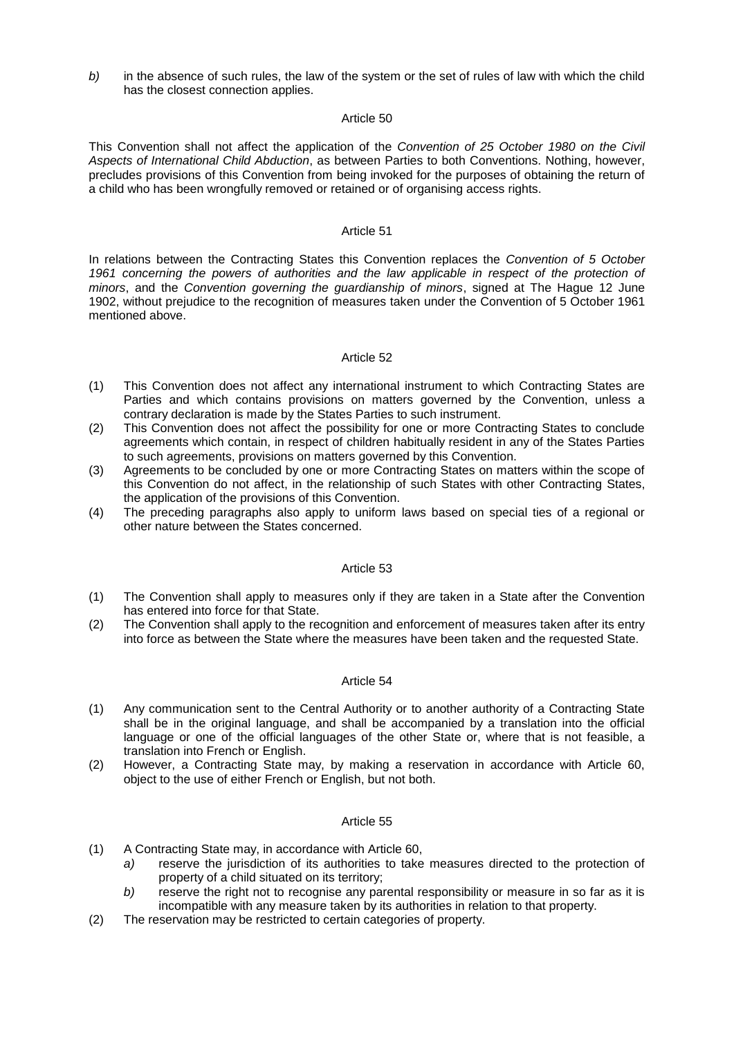*b)* in the absence of such rules, the law of the system or the set of rules of law with which the child has the closest connection applies.

### Article 50

This Convention shall not affect the application of the *Convention of 25 October 1980 on the Civil Aspects of International Child Abduction*, as between Parties to both Conventions. Nothing, however, precludes provisions of this Convention from being invoked for the purposes of obtaining the return of a child who has been wrongfully removed or retained or of organising access rights.

### Article 51

In relations between the Contracting States this Convention replaces the *Convention of 5 October 1961 concerning the powers of authorities and the law applicable in respect of the protection of minors*, and the *Convention governing the guardianship of minors*, signed at The Hague 12 June 1902, without prejudice to the recognition of measures taken under the Convention of 5 October 1961 mentioned above.

### Article 52

(1) This Convention does not affect any international instrument to which Contracting States are Parties and which contains provisions on matters governed by the Convention, unless a contrary declaration is made by the States Parties to such instrument.

(2) This Convention does not affect the possibility for one or more Contracting States to conclude agreements which contain, in respect of children habitually resident in any of the States Parties to such agreements, provisions on matters governed by this Convention.

(3) Agreements to be concluded by one or more Contracting States on matters within the scope of this Convention do not affect, in the relationship of such States with other Contracting States, the application of the provisions of this Convention.

(4) The preceding paragraphs also apply to uniform laws based on special ties of a regional or other nature between the States concerned.

### Article 53

(1) The Convention shall apply to measures only if they are taken in a State after the Convention has entered into force for that State.

(2) The Convention shall apply to the recognition and enforcement of measures taken after its entry into force as between the State where the measures have been taken and the requested State.

### Article 54

(1) Any communication sent to the Central Authority or to another authority of a Contracting State shall be in the original language, and shall be accompanied by a translation into the official language or one of the official languages of the other State or, where that is not feasible, a translation into French or English.

(2) However, a Contracting State may, by making a reservation in accordance with Article 60, object to the use of either French or English, but not both.

### Article 55

(1) A Contracting State may, in accordance with Article 60,

*a)* reserve the jurisdiction of its authorities to take measures directed to the protection of property of a child situated on its territory;

*b)* reserve the right not to recognise any parental responsibility or measure in so far as it is incompatible with any measure taken by its authorities in relation to that property.

(2) The reservation may be restricted to certain categories of property.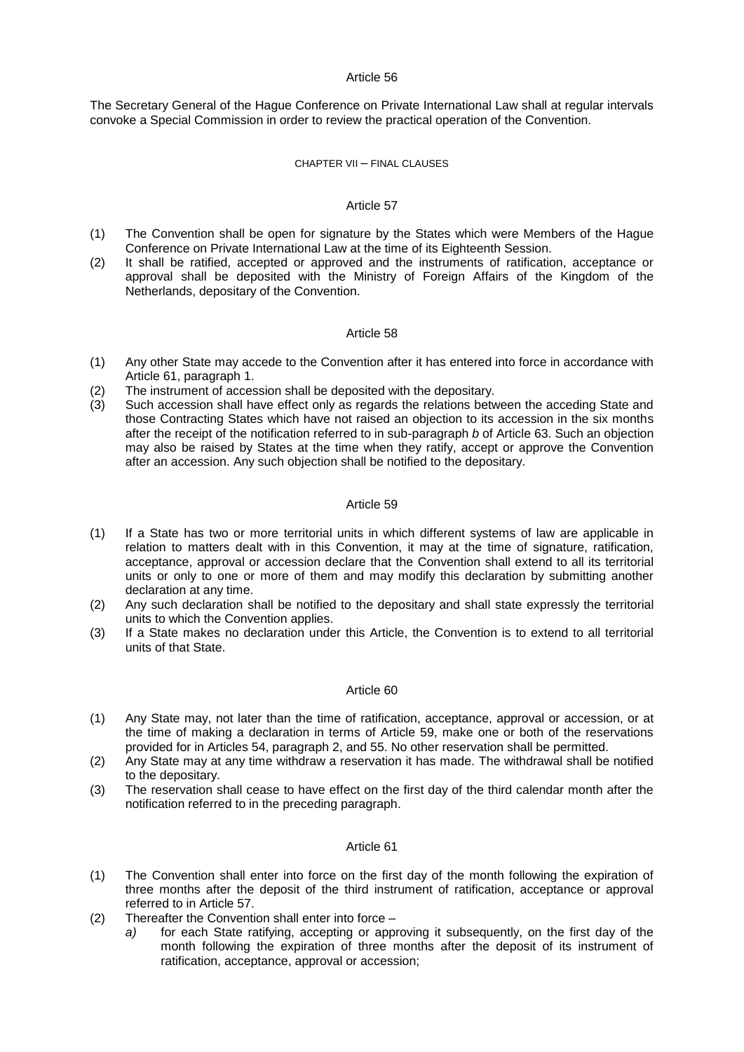### Article 56

The Secretary General of the Hague Conference on Private International Law shall at regular intervals convoke a Special Commission in order to review the practical operation of the Convention.

## CHAPTER VII – FINAL CLAUSES

### Article 57

(1) The Convention shall be open for signature by the States which were Members of the Hague Conference on Private International Law at the time of its Eighteenth Session.

(2) It shall be ratified, accepted or approved and the instruments of ratification, acceptance or approval shall be deposited with the Ministry of Foreign Affairs of the Kingdom of the Netherlands, depositary of the Convention.

### Article 58

(1) Any other State may accede to the Convention after it has entered into force in accordance with Article 61, paragraph 1.

(2) The instrument of accession shall be deposited with the depositary.

(3) Such accession shall have effect only as regards the relations between the acceding State and those Contracting States which have not raised an objection to its accession in the six months after the receipt of the notification referred to in sub-paragraph *b* of Article 63. Such an objection may also be raised by States at the time when they ratify, accept or approve the Convention after an accession. Any such objection shall be notified to the depositary.

### Article 59

(1) If a State has two or more territorial units in which different systems of law are applicable in relation to matters dealt with in this Convention, it may at the time of signature, ratification, acceptance, approval or accession declare that the Convention shall extend to all its territorial units or only to one or more of them and may modify this declaration by submitting another declaration at any time.

(2) Any such declaration shall be notified to the depositary and shall state expressly the territorial units to which the Convention applies.

(3) If a State makes no declaration under this Article, the Convention is to extend to all territorial units of that State.

### Article 60

(1) Any State may, not later than the time of ratification, acceptance, approval or accession, or at the time of making a declaration in terms of Article 59, make one or both of the reservations provided for in Articles 54, paragraph 2, and 55. No other reservation shall be permitted.

(2) Any State may at any time withdraw a reservation it has made. The withdrawal shall be notified to the depositary.

(3) The reservation shall cease to have effect on the first day of the third calendar month after the notification referred to in the preceding paragraph.

### Article 61

(1) The Convention shall enter into force on the first day of the month following the expiration of three months after the deposit of the third instrument of ratification, acceptance or approval referred to in Article 57.

(2) Thereafter the Convention shall enter into force –

   *a)* for each State ratifying, accepting or approving it subsequently, on the first day of the month following the expiration of three months after the deposit of its instrument of ratification, acceptance, approval or accession;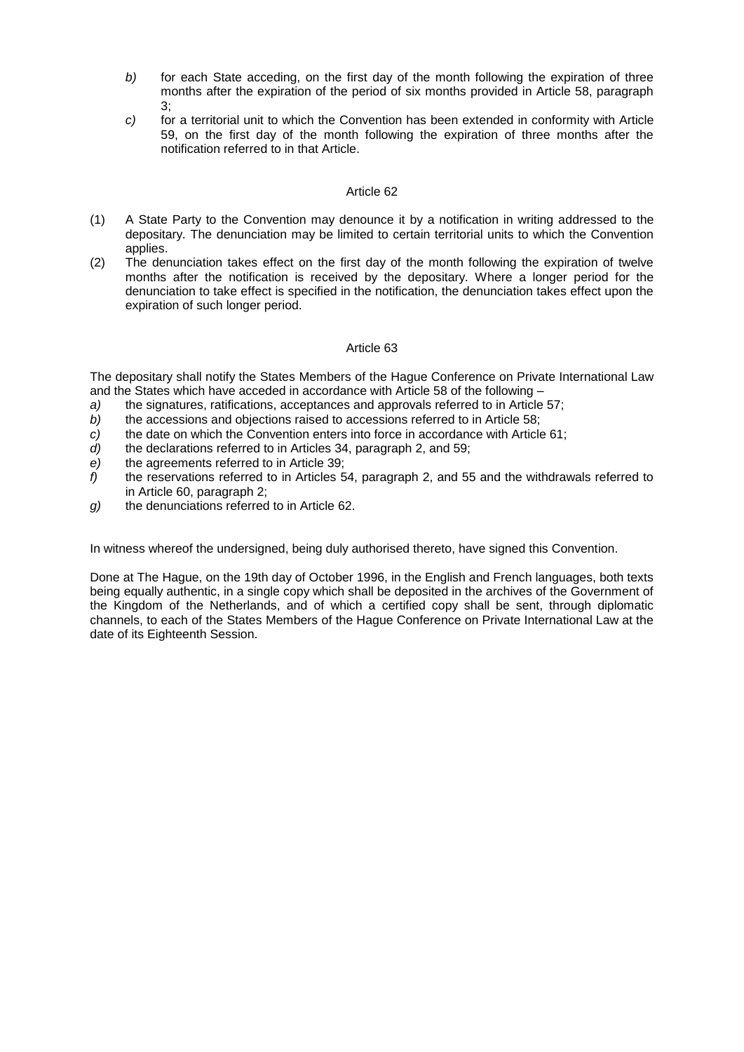*b)* for each State acceding, on the first day of the month following the expiration of three months after the expiration of the period of six months provided in Article 58, paragraph 3;

*c)* for a territorial unit to which the Convention has been extended in conformity with Article 59, on the first day of the month following the expiration of three months after the notification referred to in that Article.

Article 62

(1) A State Party to the Convention may denounce it by a notification in writing addressed to the depositary. The denunciation may be limited to certain territorial units to which the Convention applies.

(2) The denunciation takes effect on the first day of the month following the expiration of twelve months after the notification is received by the depositary. Where a longer period for the denunciation to take effect is specified in the notification, the denunciation takes effect upon the expiration of such longer period.

Article 63

The depositary shall notify the States Members of the Hague Conference on Private International Law and the States which have acceded in accordance with Article 58 of the following –

*a)* the signatures, ratifications, acceptances and approvals referred to in Article 57;

*b)* the accessions and objections raised to accessions referred to in Article 58;

*c)* the date on which the Convention enters into force in accordance with Article 61;

*d)* the declarations referred to in Articles 34, paragraph 2, and 59;

*e)* the agreements referred to in Article 39;

*f)* the reservations referred to in Articles 54, paragraph 2, and 55 and the withdrawals referred to in Article 60, paragraph 2;

*g)* the denunciations referred to in Article 62.

In witness whereof the undersigned, being duly authorised thereto, have signed this Convention.

Done at The Hague, on the 19th day of October 1996, in the English and French languages, both texts being equally authentic, in a single copy which shall be deposited in the archives of the Government of the Kingdom of the Netherlands, and of which a certified copy shall be sent, through diplomatic channels, to each of the States Members of the Hague Conference on Private International Law at the date of its Eighteenth Session.